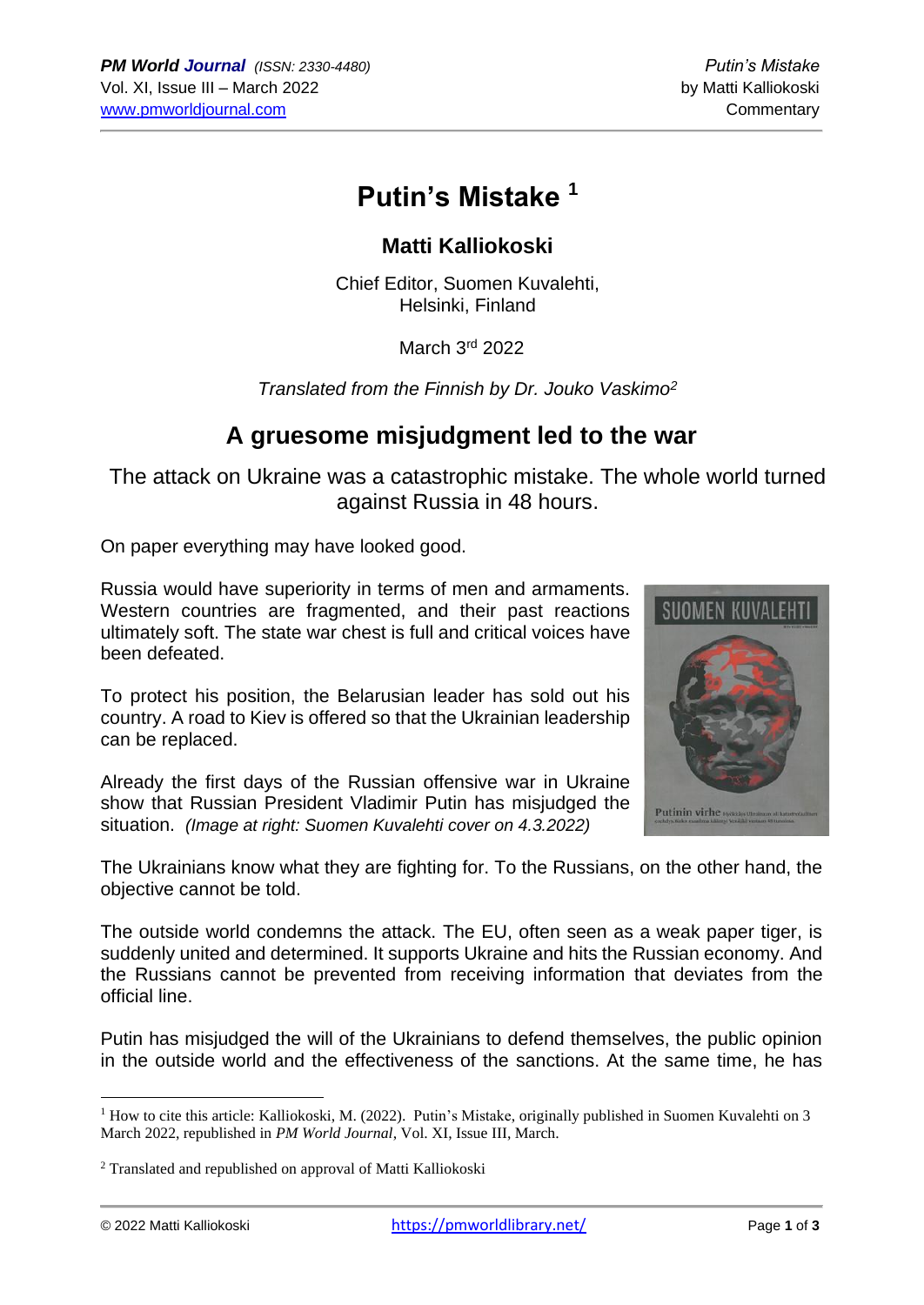# Putin's Mistake [1]

### Matti Kalliokoski

Chief Editor, Suomen Kuvalehti,
Helsinki, Finland

March 3rd 2022

*Translated from the Finnish by Dr. Jouko Vaskimo[2]*

## A gruesome misjudgment led to the war

The attack on Ukraine was a catastrophic mistake. The whole world turned against Russia in 48 hours.

On paper everything may have looked good.

Russia would have superiority in terms of men and armaments. Western countries are fragmented, and their past reactions ultimately soft. The state war chest is full and critical voices have been defeated.

To protect his position, the Belarusian leader has sold out his country. A road to Kiev is offered so that the Ukrainian leadership can be replaced.

Already the first days of the Russian offensive war in Ukraine show that Russian President Vladimir Putin has misjudged the situation. *(Image at right: Suomen Kuvalehti cover on 4.3.2022)*

The Ukrainians know what they are fighting for. To the Russians, on the other hand, the objective cannot be told.

The outside world condemns the attack. The EU, often seen as a weak paper tiger, is suddenly united and determined. It supports Ukraine and hits the Russian economy. And the Russians cannot be prevented from receiving information that deviates from the official line.

Putin has misjudged the will of the Ukrainians to defend themselves, the public opinion in the outside world and the effectiveness of the sanctions. At the same time, he has

---

[1] How to cite this article: Kalliokoski, M. (2022). Putin's Mistake, originally published in Suomen Kuvalehti on 3 March 2022, republished in *PM World Journal*, Vol. XI, Issue III, March.

[2] Translated and republished on approval of Matti Kalliokoski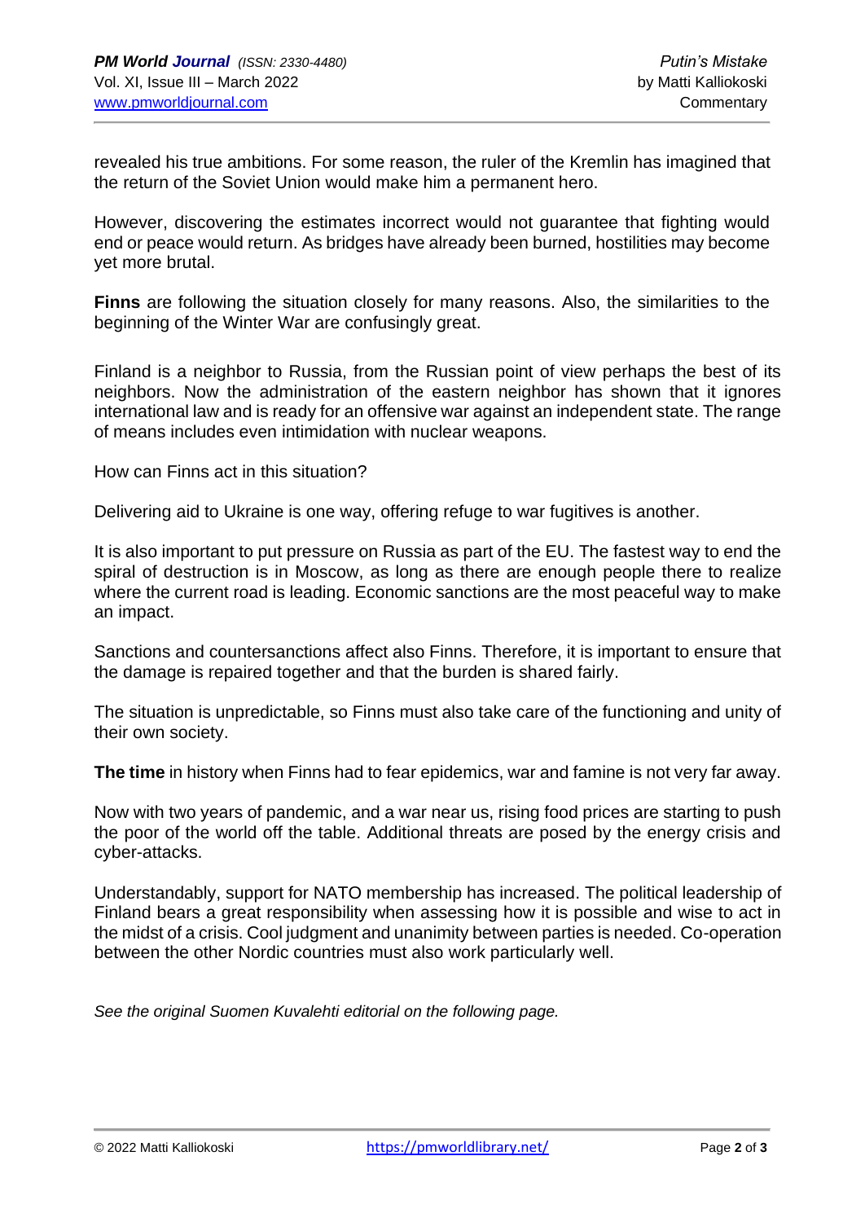revealed his true ambitions. For some reason, the ruler of the Kremlin has imagined that the return of the Soviet Union would make him a permanent hero.

However, discovering the estimates incorrect would not guarantee that fighting would end or peace would return. As bridges have already been burned, hostilities may become yet more brutal.

**Finns** are following the situation closely for many reasons. Also, the similarities to the beginning of the Winter War are confusingly great.

Finland is a neighbor to Russia, from the Russian point of view perhaps the best of its neighbors. Now the administration of the eastern neighbor has shown that it ignores international law and is ready for an offensive war against an independent state. The range of means includes even intimidation with nuclear weapons.

How can Finns act in this situation?

Delivering aid to Ukraine is one way, offering refuge to war fugitives is another.

It is also important to put pressure on Russia as part of the EU. The fastest way to end the spiral of destruction is in Moscow, as long as there are enough people there to realize where the current road is leading. Economic sanctions are the most peaceful way to make an impact.

Sanctions and countersanctions affect also Finns. Therefore, it is important to ensure that the damage is repaired together and that the burden is shared fairly.

The situation is unpredictable, so Finns must also take care of the functioning and unity of their own society.

**The time** in history when Finns had to fear epidemics, war and famine is not very far away.

Now with two years of pandemic, and a war near us, rising food prices are starting to push the poor of the world off the table. Additional threats are posed by the energy crisis and cyber-attacks.

Understandably, support for NATO membership has increased. The political leadership of Finland bears a great responsibility when assessing how it is possible and wise to act in the midst of a crisis. Cool judgment and unanimity between parties is needed. Co-operation between the other Nordic countries must also work particularly well.

*See the original Suomen Kuvalehti editorial on the following page.*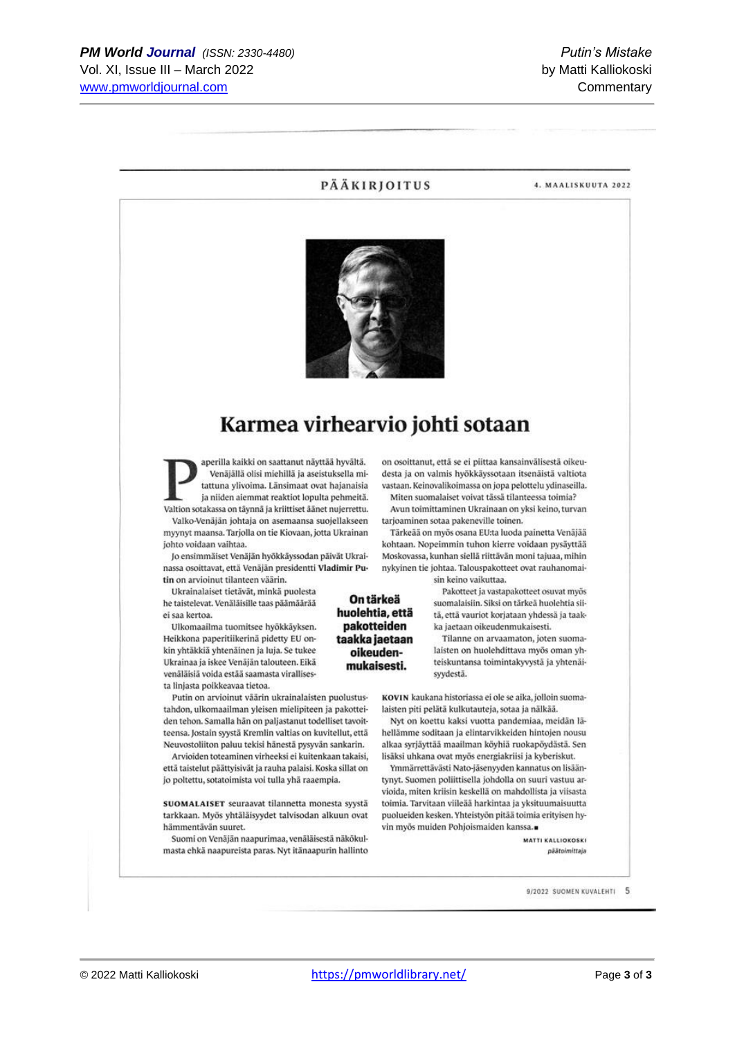PÄÄKIRJOITUS

4. MAALISKUUTA 2022

# Karmea virhearvio johti sotaan

Paperilla kaikki on saattanut näyttää hyvältä. Venäjällä olisi miehillä ja aseistuksella mitattuna ylivoima. Länsimaat ovat hajanaisia ja niiden aiemmat reaktiot lopulta pehmeitä. Valtion sotakassa on täynnä ja kriittiset äänet nujerrettu.

Valko-Venäjän johtaja on asemaansa suojellakseen myynyt maansa. Tarjolla on tie Kiovaan, jotta Ukrainan johto voidaan vaihtaa.

Jo ensimmäiset Venäjän hyökkäyssodan päivät Ukrainassa osoittavat, että Venäjän presidentti **Vladimir Putin** on arvioinut tilanteen väärin.

Ukrainalaiset tietävät, minkä puolesta he taistelevat. Venäläisille taas päämäärää ei saa kertoa.

Ulkomaailma tuomitsee hyökkäyksen. Heikkona paperitiikerinä pidetty EU onkin yhtäkkiä yhtenäinen ja luja. Se tukee Ukrainaa ja iskee Venäjän talouteen. Eikä venäläisiä voida estää saamasta virallisesta linjasta poikkeavaa tietoa.

Putin on arvioinut väärin ukrainalaisten puolustustahdon, ulkomaailman yleisen mielipiteen ja pakotteiden tehon. Samalla hän on paljastanut todelliset tavoitteensa. Jostain syystä Kremlin valtias on kuvitellut, että Neuvostoliiton paluu tekisi hänestä pysyvän sankarin.

Arvioiden toteaminen virheeksi ei kuitenkaan takaisi, että taistelut päättyisivät ja rauha palaisi. Koska sillat on jo poltettu, sotatoimista voi tulla yhä raaempia.

**SUOMALAISET** seuraavat tilannetta monesta syystä tarkkaan. Myös yhtäläisyydet talvisodan alkuun ovat hämmentävän suuret.

Suomi on Venäjän naapurimaa, venäläisestä näkökulmasta ehkä naapureista paras. Nyt itänaapurin hallinto on osoittanut, että se ei piittaa kansainvälisestä oikeudesta ja on valmis hyökkäyssotaan itsenäistä valtiota vastaan. Keinovalikoimassa on jopa pelottelu ydinaseilla.

Miten suomalaiset voivat tässä tilanteessa toimia?

Avun toimittaminen Ukrainaan on yksi keino, turvan tarjoaminen sotaa pakeneville toinen.

Tärkeää on myös osana EU:ta luoda painetta Venäjää kohtaan. Nopeimmin tuhon kierre voidaan pysäyttää Moskovassa, kunhan siellä riittävän moni tajuaa, mihin nykyinen tie johtaa. Talouspakotteet ovat rauhanomaisin keino vaikuttaa.

**On tärkeä huolehtia, että pakotteiden taakka jaetaan oikeudenmukaisesti.**

Pakotteet ja vastapakotteet osuvat myös suomalaisiin. Siksi on tärkeä huolehtia siitä, että vauriot korjataan yhdessä ja taakka jaetaan oikeudenmukaisesti.

Tilanne on arvaamaton, joten suomalaisten on huolehdittava myös oman yhteiskuntansa toimintakyvystä ja yhtenäisyydestä.

**KOVIN** kaukana historiassa ei ole se aika, jolloin suomalaisten piti pelätä kulkutauteja, sotaa ja nälkää.

Nyt on koettu kaksi vuotta pandemiaa, meidän lähellämme soditaan ja elintarvikkeiden hintojen nousu alkaa syrjäyttää maailman köyhiä ruokapöydästä. Sen lisäksi uhkana ovat myös energiakriisi ja kyberiskut.

Ymmärrettävästi Nato-jäsenyyden kannatus on lisääntynyt. Suomen poliittisella johdolla on suuri vastuu arvioida, miten kriisin keskellä on mahdollista ja viisasta toimia. Tarvitaan viileää harkintaa ja yksituumaisuutta puolueiden kesken. Yhteistyön pitää toimia erityisen hyvin myös muiden Pohjoismaiden kanssa.■

MATTI KALLIOKOSKI
*päätoimittaja*

9/2022 SUOMEN KUVALEHTI 5